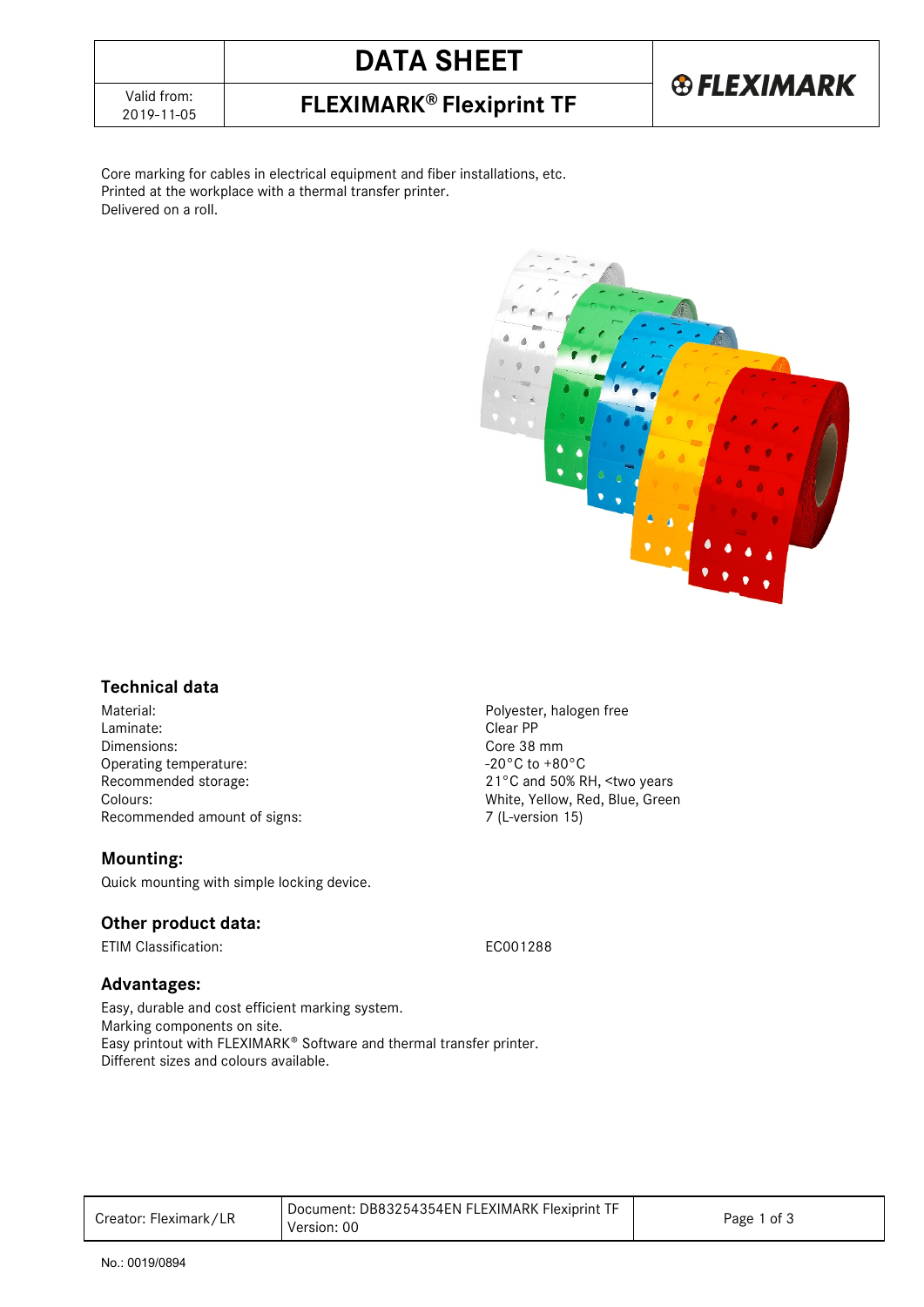# DATA SHEET

## FLEXIMARK® Flexiprint TF

Valid from: 2019-11-05

Core marking for cables in electrical equipment and fiber installations, etc.
Printed at the workplace with a thermal transfer printer.
Delivered on a roll.

### Technical data

| | |
|---|---|
| Material: | Polyester, halogen free |
| Laminate: | Clear PP |
| Dimensions: | Core 38 mm |
| Operating temperature: | -20°C to +80°C |
| Recommended storage: | 21°C and 50% RH, <two years |
| Colours: | White, Yellow, Red, Blue, Green |
| Recommended amount of signs: | 7 (L-version 15) |

### Mounting:

Quick mounting with simple locking device.

### Other product data:

| | |
|---|---|
| ETIM Classification: | EC001288 |

### Advantages:

Easy, durable and cost efficient marking system.
Marking components on site.
Easy printout with FLEXIMARK® Software and thermal transfer printer.
Different sizes and colours available.

| Creator: Fleximark/LR | Document: DB83254354EN FLEXIMARK Flexiprint TF Version: 00 |
|---|---|

No.: 0019/0894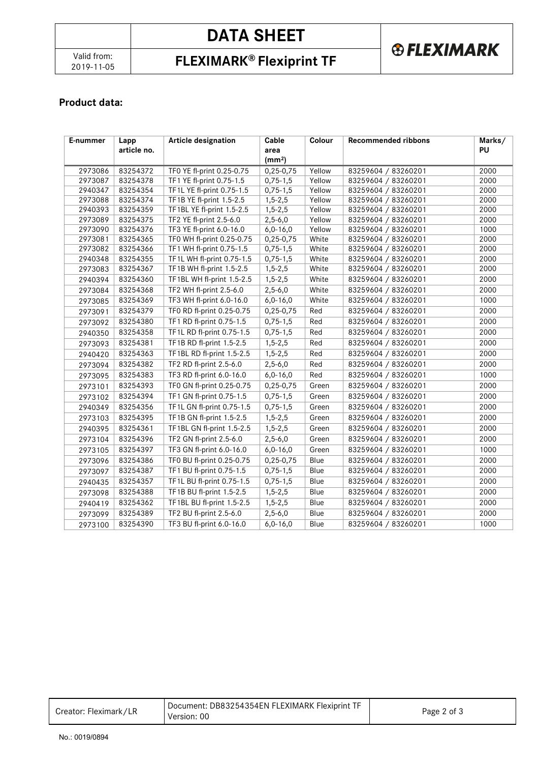## Product data:

| E-nummer | Lapp article no. | Article designation | Cable area (mm²) | Colour | Recommended ribbons | Marks/ PU |
|---|---|---|---|---|---|---|
| 2973086 | 83254372 | TF0 YE fl-print 0.25-0.75 | 0,25-0,75 | Yellow | 83259604 / 83260201 | 2000 |
| 2973087 | 83254378 | TF1 YE fl-print 0.75-1.5 | 0,75-1,5 | Yellow | 83259604 / 83260201 | 2000 |
| 2940347 | 83254354 | TF1L YE fl-print 0.75-1.5 | 0,75-1,5 | Yellow | 83259604 / 83260201 | 2000 |
| 2973088 | 83254374 | TF1B YE fl-print 1.5-2.5 | 1,5-2,5 | Yellow | 83259604 / 83260201 | 2000 |
| 2940393 | 83254359 | TF1BL YE fl-print 1.5-2.5 | 1,5-2,5 | Yellow | 83259604 / 83260201 | 2000 |
| 2973089 | 83254375 | TF2 YE fl-print 2.5-6.0 | 2,5-6,0 | Yellow | 83259604 / 83260201 | 2000 |
| 2973090 | 83254376 | TF3 YE fl-print 6.0-16.0 | 6,0-16,0 | Yellow | 83259604 / 83260201 | 1000 |
| 2973081 | 83254365 | TF0 WH fl-print 0.25-0.75 | 0,25-0,75 | White | 83259604 / 83260201 | 2000 |
| 2973082 | 83254366 | TF1 WH fl-print 0.75-1.5 | 0,75-1,5 | White | 83259604 / 83260201 | 2000 |
| 2940348 | 83254355 | TF1L WH fl-print 0.75-1.5 | 0,75-1,5 | White | 83259604 / 83260201 | 2000 |
| 2973083 | 83254367 | TF1B WH fl-print 1.5-2.5 | 1,5-2,5 | White | 83259604 / 83260201 | 2000 |
| 2940394 | 83254360 | TF1BL WH fl-print 1.5-2.5 | 1,5-2,5 | White | 83259604 / 83260201 | 2000 |
| 2973084 | 83254368 | TF2 WH fl-print 2.5-6.0 | 2,5-6,0 | White | 83259604 / 83260201 | 2000 |
| 2973085 | 83254369 | TF3 WH fl-print 6.0-16.0 | 6,0-16,0 | White | 83259604 / 83260201 | 1000 |
| 2973091 | 83254379 | TF0 RD fl-print 0.25-0.75 | 0,25-0,75 | Red | 83259604 / 83260201 | 2000 |
| 2973092 | 83254380 | TF1 RD fl-print 0.75-1.5 | 0,75-1,5 | Red | 83259604 / 83260201 | 2000 |
| 2940350 | 83254358 | TF1L RD fl-print 0.75-1.5 | 0,75-1,5 | Red | 83259604 / 83260201 | 2000 |
| 2973093 | 83254381 | TF1B RD fl-print 1.5-2.5 | 1,5-2,5 | Red | 83259604 / 83260201 | 2000 |
| 2940420 | 83254363 | TF1BL RD fl-print 1.5-2.5 | 1,5-2,5 | Red | 83259604 / 83260201 | 2000 |
| 2973094 | 83254382 | TF2 RD fl-print 2.5-6.0 | 2,5-6,0 | Red | 83259604 / 83260201 | 2000 |
| 2973095 | 83254383 | TF3 RD fl-print 6.0-16.0 | 6,0-16,0 | Red | 83259604 / 83260201 | 1000 |
| 2973101 | 83254393 | TF0 GN fl-print 0.25-0.75 | 0,25-0,75 | Green | 83259604 / 83260201 | 2000 |
| 2973102 | 83254394 | TF1 GN fl-print 0.75-1.5 | 0,75-1,5 | Green | 83259604 / 83260201 | 2000 |
| 2940349 | 83254356 | TF1L GN fl-print 0.75-1.5 | 0,75-1,5 | Green | 83259604 / 83260201 | 2000 |
| 2973103 | 83254395 | TF1B GN fl-print 1.5-2.5 | 1,5-2,5 | Green | 83259604 / 83260201 | 2000 |
| 2940395 | 83254361 | TF1BL GN fl-print 1.5-2.5 | 1,5-2,5 | Green | 83259604 / 83260201 | 2000 |
| 2973104 | 83254396 | TF2 GN fl-print 2.5-6.0 | 2,5-6,0 | Green | 83259604 / 83260201 | 2000 |
| 2973105 | 83254397 | TF3 GN fl-print 6.0-16.0 | 6,0-16,0 | Green | 83259604 / 83260201 | 1000 |
| 2973096 | 83254386 | TF0 BU fl-print 0.25-0.75 | 0,25-0,75 | Blue | 83259604 / 83260201 | 2000 |
| 2973097 | 83254387 | TF1 BU fl-print 0.75-1.5 | 0,75-1,5 | Blue | 83259604 / 83260201 | 2000 |
| 2940435 | 83254357 | TF1L BU fl-print 0.75-1.5 | 0,75-1,5 | Blue | 83259604 / 83260201 | 2000 |
| 2973098 | 83254388 | TF1B BU fl-print 1.5-2.5 | 1,5-2,5 | Blue | 83259604 / 83260201 | 2000 |
| 2940419 | 83254362 | TF1BL BU fl-print 1.5-2.5 | 1,5-2,5 | Blue | 83259604 / 83260201 | 2000 |
| 2973099 | 83254389 | TF2 BU fl-print 2.5-6.0 | 2,5-6,0 | Blue | 83259604 / 83260201 | 2000 |
| 2973100 | 83254390 | TF3 BU fl-print 6.0-16.0 | 6,0-16,0 | Blue | 83259604 / 83260201 | 1000 |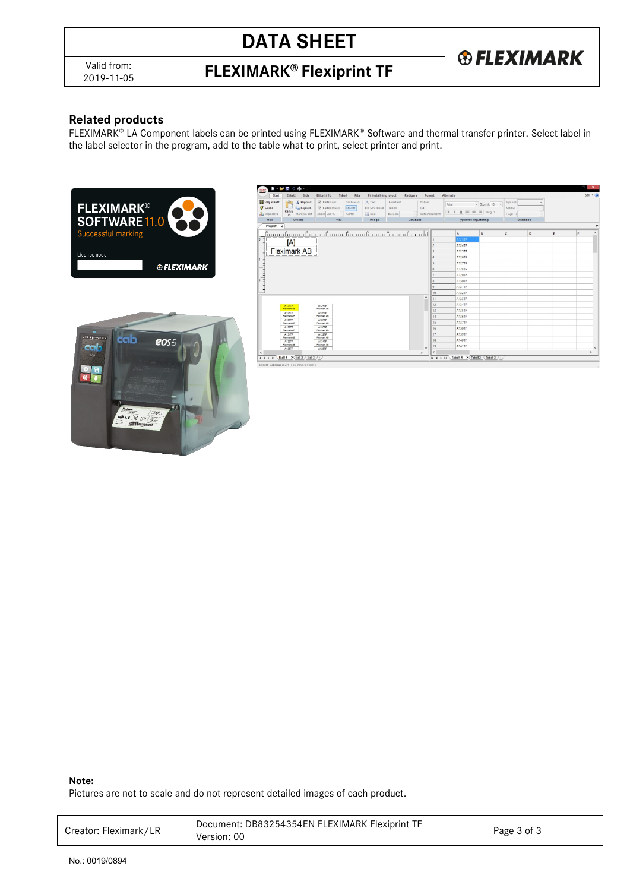## Related products

FLEXIMARK® LA Component labels can be printed using FLEXIMARK® Software and thermal transfer printer. Select label in the label selector in the program, add to the table what to print, select printer and print.

**Note:**

Pictures are not to scale and do not represent detailed images of each product.

| Creator: Fleximark/LR | Document: DB83254354EN FLEXIMARK Flexiprint TF Version: 00 | Page 3 of 3 |
|---|---|---|

No.: 0019/0894